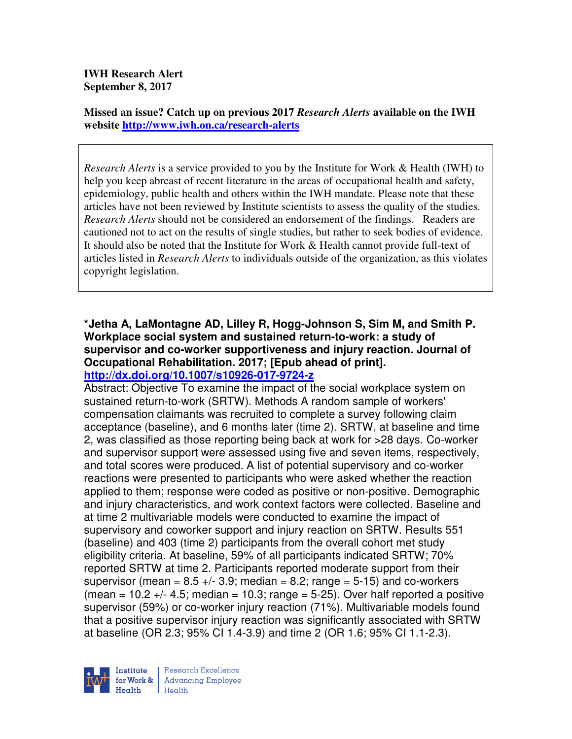**IWH Research Alert**
**September 8, 2017**

**Missed an issue? Catch up on previous 2017 *Research Alerts* available on the IWH website http://www.iwh.on.ca/research-alerts**

*Research Alerts* is a service provided to you by the Institute for Work & Health (IWH) to help you keep abreast of recent literature in the areas of occupational health and safety, epidemiology, public health and others within the IWH mandate. Please note that these articles have not been reviewed by Institute scientists to assess the quality of the studies. *Research Alerts* should not be considered an endorsement of the findings. Readers are cautioned not to act on the results of single studies, but rather to seek bodies of evidence. It should also be noted that the Institute for Work & Health cannot provide full-text of articles listed in *Research Alerts* to individuals outside of the organization, as this violates copyright legislation.

**\*Jetha A, LaMontagne AD, Lilley R, Hogg-Johnson S, Sim M, and Smith P. Workplace social system and sustained return-to-work: a study of supervisor and co-worker supportiveness and injury reaction. Journal of Occupational Rehabilitation. 2017; [Epub ahead of print].**
**http://dx.doi.org/10.1007/s10926-017-9724-z**

Abstract: Objective To examine the impact of the social workplace system on sustained return-to-work (SRTW). Methods A random sample of workers' compensation claimants was recruited to complete a survey following claim acceptance (baseline), and 6 months later (time 2). SRTW, at baseline and time 2, was classified as those reporting being back at work for >28 days. Co-worker and supervisor support were assessed using five and seven items, respectively, and total scores were produced. A list of potential supervisory and co-worker reactions were presented to participants who were asked whether the reaction applied to them; response were coded as positive or non-positive. Demographic and injury characteristics, and work context factors were collected. Baseline and at time 2 multivariable models were conducted to examine the impact of supervisory and coworker support and injury reaction on SRTW. Results 551 (baseline) and 403 (time 2) participants from the overall cohort met study eligibility criteria. At baseline, 59% of all participants indicated SRTW; 70% reported SRTW at time 2. Participants reported moderate support from their supervisor (mean = 8.5 +/- 3.9; median = 8.2; range = 5-15) and co-workers (mean = 10.2 +/- 4.5; median = 10.3; range = 5-25). Over half reported a positive supervisor (59%) or co-worker injury reaction (71%). Multivariable models found that a positive supervisor injury reaction was significantly associated with SRTW at baseline (OR 2.3; 95% CI 1.4-3.9) and time 2 (OR 1.6; 95% CI 1.1-2.3).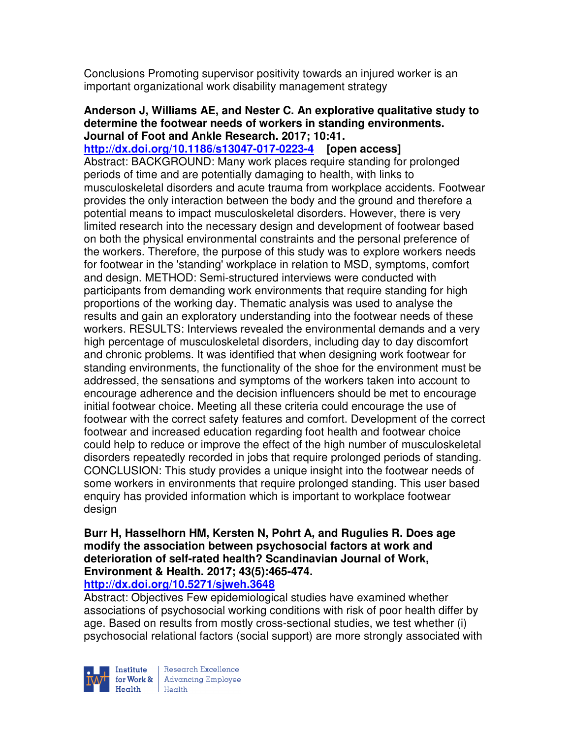Conclusions Promoting supervisor positivity towards an injured worker is an important organizational work disability management strategy

**Anderson J, Williams AE, and Nester C. An explorative qualitative study to determine the footwear needs of workers in standing environments. Journal of Foot and Ankle Research. 2017; 10:41.**
**http://dx.doi.org/10.1186/s13047-017-0223-4 [open access]**
Abstract: BACKGROUND: Many work places require standing for prolonged periods of time and are potentially damaging to health, with links to musculoskeletal disorders and acute trauma from workplace accidents. Footwear provides the only interaction between the body and the ground and therefore a potential means to impact musculoskeletal disorders. However, there is very limited research into the necessary design and development of footwear based on both the physical environmental constraints and the personal preference of the workers. Therefore, the purpose of this study was to explore workers needs for footwear in the 'standing' workplace in relation to MSD, symptoms, comfort and design. METHOD: Semi-structured interviews were conducted with participants from demanding work environments that require standing for high proportions of the working day. Thematic analysis was used to analyse the results and gain an exploratory understanding into the footwear needs of these workers. RESULTS: Interviews revealed the environmental demands and a very high percentage of musculoskeletal disorders, including day to day discomfort and chronic problems. It was identified that when designing work footwear for standing environments, the functionality of the shoe for the environment must be addressed, the sensations and symptoms of the workers taken into account to encourage adherence and the decision influencers should be met to encourage initial footwear choice. Meeting all these criteria could encourage the use of footwear with the correct safety features and comfort. Development of the correct footwear and increased education regarding foot health and footwear choice could help to reduce or improve the effect of the high number of musculoskeletal disorders repeatedly recorded in jobs that require prolonged periods of standing. CONCLUSION: This study provides a unique insight into the footwear needs of some workers in environments that require prolonged standing. This user based enquiry has provided information which is important to workplace footwear design

**Burr H, Hasselhorn HM, Kersten N, Pohrt A, and Rugulies R. Does age modify the association between psychosocial factors at work and deterioration of self-rated health? Scandinavian Journal of Work, Environment & Health. 2017; 43(5):465-474.**
**http://dx.doi.org/10.5271/sjweh.3648**
Abstract: Objectives Few epidemiological studies have examined whether associations of psychosocial working conditions with risk of poor health differ by age. Based on results from mostly cross-sectional studies, we test whether (i) psychosocial relational factors (social support) are more strongly associated with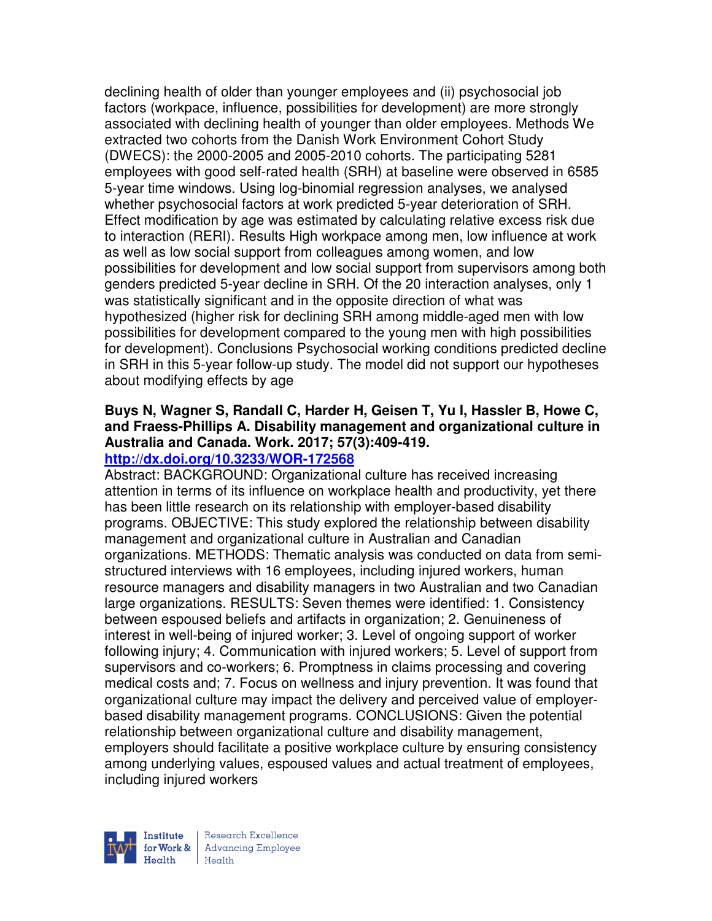declining health of older than younger employees and (ii) psychosocial job factors (workpace, influence, possibilities for development) are more strongly associated with declining health of younger than older employees. Methods We extracted two cohorts from the Danish Work Environment Cohort Study (DWECS): the 2000-2005 and 2005-2010 cohorts. The participating 5281 employees with good self-rated health (SRH) at baseline were observed in 6585 5-year time windows. Using log-binomial regression analyses, we analysed whether psychosocial factors at work predicted 5-year deterioration of SRH. Effect modification by age was estimated by calculating relative excess risk due to interaction (RERI). Results High workpace among men, low influence at work as well as low social support from colleagues among women, and low possibilities for development and low social support from supervisors among both genders predicted 5-year decline in SRH. Of the 20 interaction analyses, only 1 was statistically significant and in the opposite direction of what was hypothesized (higher risk for declining SRH among middle-aged men with low possibilities for development compared to the young men with high possibilities for development). Conclusions Psychosocial working conditions predicted decline in SRH in this 5-year follow-up study. The model did not support our hypotheses about modifying effects by age

**Buys N, Wagner S, Randall C, Harder H, Geisen T, Yu I, Hassler B, Howe C, and Fraess-Phillips A. Disability management and organizational culture in Australia and Canada. Work. 2017; 57(3):409-419.**
**http://dx.doi.org/10.3233/WOR-172568**

Abstract: BACKGROUND: Organizational culture has received increasing attention in terms of its influence on workplace health and productivity, yet there has been little research on its relationship with employer-based disability programs. OBJECTIVE: This study explored the relationship between disability management and organizational culture in Australian and Canadian organizations. METHODS: Thematic analysis was conducted on data from semi-structured interviews with 16 employees, including injured workers, human resource managers and disability managers in two Australian and two Canadian large organizations. RESULTS: Seven themes were identified: 1. Consistency between espoused beliefs and artifacts in organization; 2. Genuineness of interest in well-being of injured worker; 3. Level of ongoing support of worker following injury; 4. Communication with injured workers; 5. Level of support from supervisors and co-workers; 6. Promptness in claims processing and covering medical costs and; 7. Focus on wellness and injury prevention. It was found that organizational culture may impact the delivery and perceived value of employer-based disability management programs. CONCLUSIONS: Given the potential relationship between organizational culture and disability management, employers should facilitate a positive workplace culture by ensuring consistency among underlying values, espoused values and actual treatment of employees, including injured workers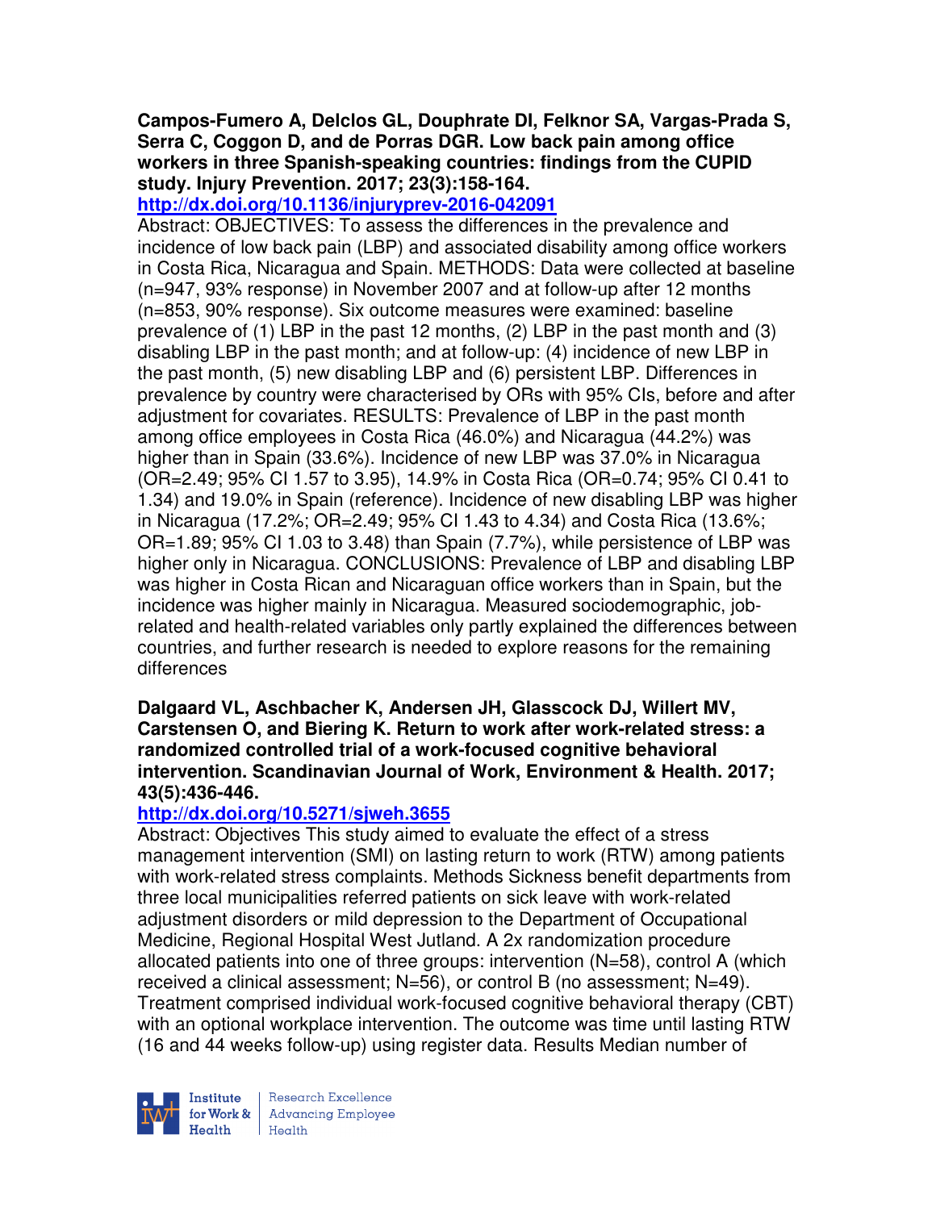**Campos-Fumero A, Delclos GL, Douphrate DI, Felknor SA, Vargas-Prada S, Serra C, Coggon D, and de Porras DGR. Low back pain among office workers in three Spanish-speaking countries: findings from the CUPID study. Injury Prevention. 2017; 23(3):158-164.**
**http://dx.doi.org/10.1136/injuryprev-2016-042091**
Abstract: OBJECTIVES: To assess the differences in the prevalence and incidence of low back pain (LBP) and associated disability among office workers in Costa Rica, Nicaragua and Spain. METHODS: Data were collected at baseline (n=947, 93% response) in November 2007 and at follow-up after 12 months (n=853, 90% response). Six outcome measures were examined: baseline prevalence of (1) LBP in the past 12 months, (2) LBP in the past month and (3) disabling LBP in the past month; and at follow-up: (4) incidence of new LBP in the past month, (5) new disabling LBP and (6) persistent LBP. Differences in prevalence by country were characterised by ORs with 95% CIs, before and after adjustment for covariates. RESULTS: Prevalence of LBP in the past month among office employees in Costa Rica (46.0%) and Nicaragua (44.2%) was higher than in Spain (33.6%). Incidence of new LBP was 37.0% in Nicaragua (OR=2.49; 95% CI 1.57 to 3.95), 14.9% in Costa Rica (OR=0.74; 95% CI 0.41 to 1.34) and 19.0% in Spain (reference). Incidence of new disabling LBP was higher in Nicaragua (17.2%; OR=2.49; 95% CI 1.43 to 4.34) and Costa Rica (13.6%; OR=1.89; 95% CI 1.03 to 3.48) than Spain (7.7%), while persistence of LBP was higher only in Nicaragua. CONCLUSIONS: Prevalence of LBP and disabling LBP was higher in Costa Rican and Nicaraguan office workers than in Spain, but the incidence was higher mainly in Nicaragua. Measured sociodemographic, job-related and health-related variables only partly explained the differences between countries, and further research is needed to explore reasons for the remaining differences

**Dalgaard VL, Aschbacher K, Andersen JH, Glasscock DJ, Willert MV, Carstensen O, and Biering K. Return to work after work-related stress: a randomized controlled trial of a work-focused cognitive behavioral intervention. Scandinavian Journal of Work, Environment & Health. 2017; 43(5):436-446.**
**http://dx.doi.org/10.5271/sjweh.3655**
Abstract: Objectives This study aimed to evaluate the effect of a stress management intervention (SMI) on lasting return to work (RTW) among patients with work-related stress complaints. Methods Sickness benefit departments from three local municipalities referred patients on sick leave with work-related adjustment disorders or mild depression to the Department of Occupational Medicine, Regional Hospital West Jutland. A 2x randomization procedure allocated patients into one of three groups: intervention (N=58), control A (which received a clinical assessment; N=56), or control B (no assessment; N=49). Treatment comprised individual work-focused cognitive behavioral therapy (CBT) with an optional workplace intervention. The outcome was time until lasting RTW (16 and 44 weeks follow-up) using register data. Results Median number of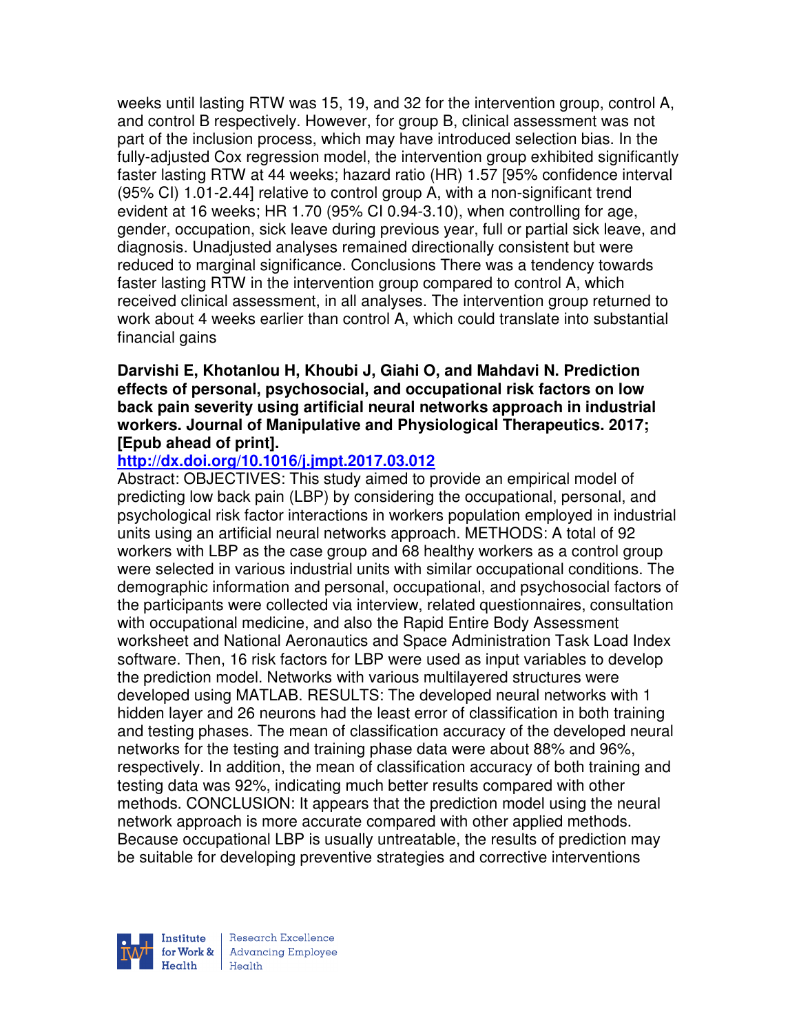weeks until lasting RTW was 15, 19, and 32 for the intervention group, control A, and control B respectively. However, for group B, clinical assessment was not part of the inclusion process, which may have introduced selection bias. In the fully-adjusted Cox regression model, the intervention group exhibited significantly faster lasting RTW at 44 weeks; hazard ratio (HR) 1.57 [95% confidence interval (95% CI) 1.01-2.44] relative to control group A, with a non-significant trend evident at 16 weeks; HR 1.70 (95% CI 0.94-3.10), when controlling for age, gender, occupation, sick leave during previous year, full or partial sick leave, and diagnosis. Unadjusted analyses remained directionally consistent but were reduced to marginal significance. Conclusions There was a tendency towards faster lasting RTW in the intervention group compared to control A, which received clinical assessment, in all analyses. The intervention group returned to work about 4 weeks earlier than control A, which could translate into substantial financial gains

**Darvishi E, Khotanlou H, Khoubi J, Giahi O, and Mahdavi N. Prediction effects of personal, psychosocial, and occupational risk factors on low back pain severity using artificial neural networks approach in industrial workers. Journal of Manipulative and Physiological Therapeutics. 2017; [Epub ahead of print].**

**http://dx.doi.org/10.1016/j.jmpt.2017.03.012**

Abstract: OBJECTIVES: This study aimed to provide an empirical model of predicting low back pain (LBP) by considering the occupational, personal, and psychological risk factor interactions in workers population employed in industrial units using an artificial neural networks approach. METHODS: A total of 92 workers with LBP as the case group and 68 healthy workers as a control group were selected in various industrial units with similar occupational conditions. The demographic information and personal, occupational, and psychosocial factors of the participants were collected via interview, related questionnaires, consultation with occupational medicine, and also the Rapid Entire Body Assessment worksheet and National Aeronautics and Space Administration Task Load Index software. Then, 16 risk factors for LBP were used as input variables to develop the prediction model. Networks with various multilayered structures were developed using MATLAB. RESULTS: The developed neural networks with 1 hidden layer and 26 neurons had the least error of classification in both training and testing phases. The mean of classification accuracy of the developed neural networks for the testing and training phase data were about 88% and 96%, respectively. In addition, the mean of classification accuracy of both training and testing data was 92%, indicating much better results compared with other methods. CONCLUSION: It appears that the prediction model using the neural network approach is more accurate compared with other applied methods. Because occupational LBP is usually untreatable, the results of prediction may be suitable for developing preventive strategies and corrective interventions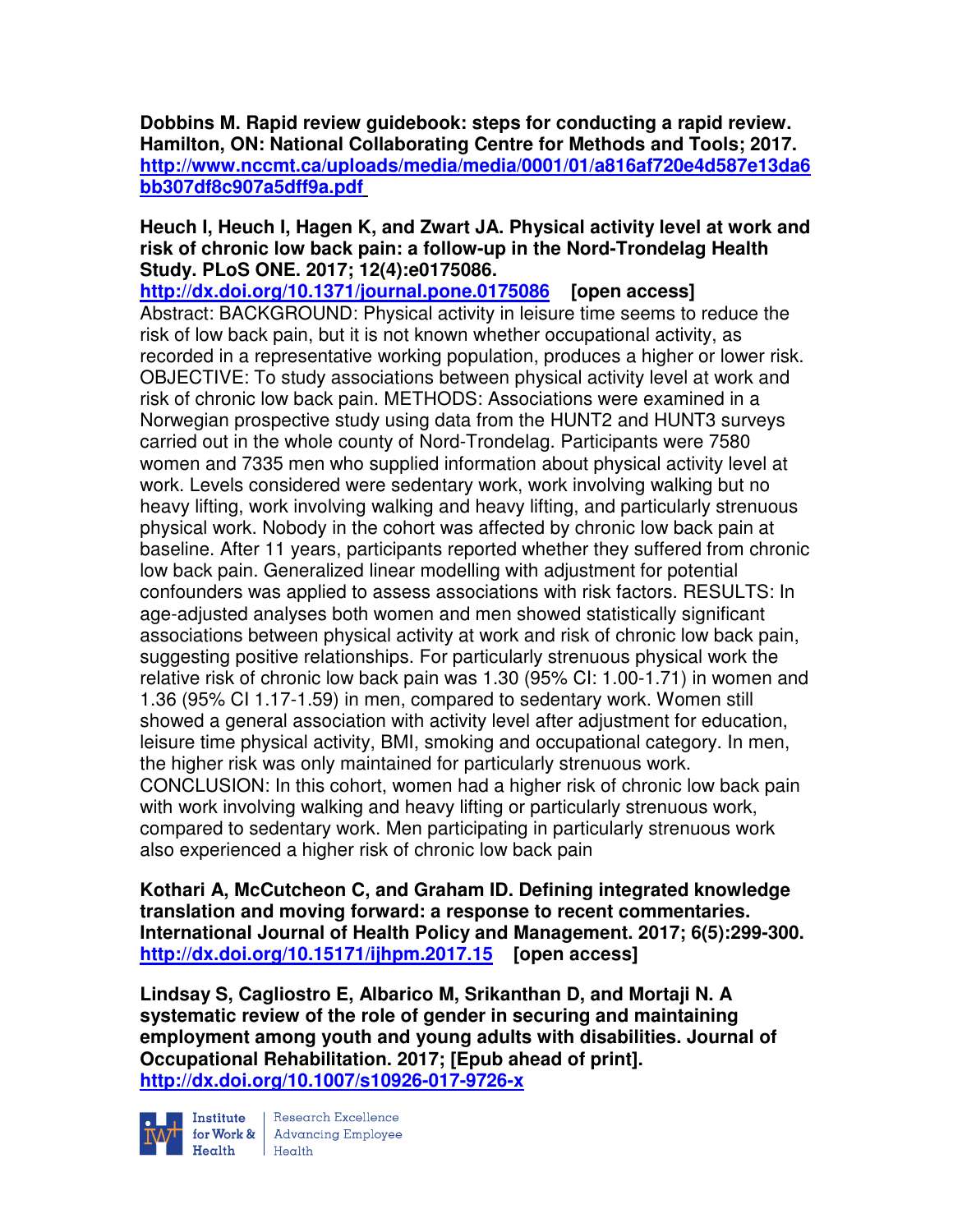**Dobbins M. Rapid review guidebook: steps for conducting a rapid review. Hamilton, ON: National Collaborating Centre for Methods and Tools; 2017.**
**http://www.nccmt.ca/uploads/media/media/0001/01/a816af720e4d587e13da6bb307df8c907a5dff9a.pdf**

**Heuch I, Heuch I, Hagen K, and Zwart JA. Physical activity level at work and risk of chronic low back pain: a follow-up in the Nord-Trondelag Health Study. PLoS ONE. 2017; 12(4):e0175086.**
**http://dx.doi.org/10.1371/journal.pone.0175086 [open access]**
Abstract: BACKGROUND: Physical activity in leisure time seems to reduce the risk of low back pain, but it is not known whether occupational activity, as recorded in a representative working population, produces a higher or lower risk. OBJECTIVE: To study associations between physical activity level at work and risk of chronic low back pain. METHODS: Associations were examined in a Norwegian prospective study using data from the HUNT2 and HUNT3 surveys carried out in the whole county of Nord-Trondelag. Participants were 7580 women and 7335 men who supplied information about physical activity level at work. Levels considered were sedentary work, work involving walking but no heavy lifting, work involving walking and heavy lifting, and particularly strenuous physical work. Nobody in the cohort was affected by chronic low back pain at baseline. After 11 years, participants reported whether they suffered from chronic low back pain. Generalized linear modelling with adjustment for potential confounders was applied to assess associations with risk factors. RESULTS: In age-adjusted analyses both women and men showed statistically significant associations between physical activity at work and risk of chronic low back pain, suggesting positive relationships. For particularly strenuous physical work the relative risk of chronic low back pain was 1.30 (95% CI: 1.00-1.71) in women and 1.36 (95% CI 1.17-1.59) in men, compared to sedentary work. Women still showed a general association with activity level after adjustment for education, leisure time physical activity, BMI, smoking and occupational category. In men, the higher risk was only maintained for particularly strenuous work. CONCLUSION: In this cohort, women had a higher risk of chronic low back pain with work involving walking and heavy lifting or particularly strenuous work, compared to sedentary work. Men participating in particularly strenuous work also experienced a higher risk of chronic low back pain

**Kothari A, McCutcheon C, and Graham ID. Defining integrated knowledge translation and moving forward: a response to recent commentaries. International Journal of Health Policy and Management. 2017; 6(5):299-300.**
**http://dx.doi.org/10.15171/ijhpm.2017.15 [open access]**

**Lindsay S, Cagliostro E, Albarico M, Srikanthan D, and Mortaji N. A systematic review of the role of gender in securing and maintaining employment among youth and young adults with disabilities. Journal of Occupational Rehabilitation. 2017; [Epub ahead of print].**
**http://dx.doi.org/10.1007/s10926-017-9726-x**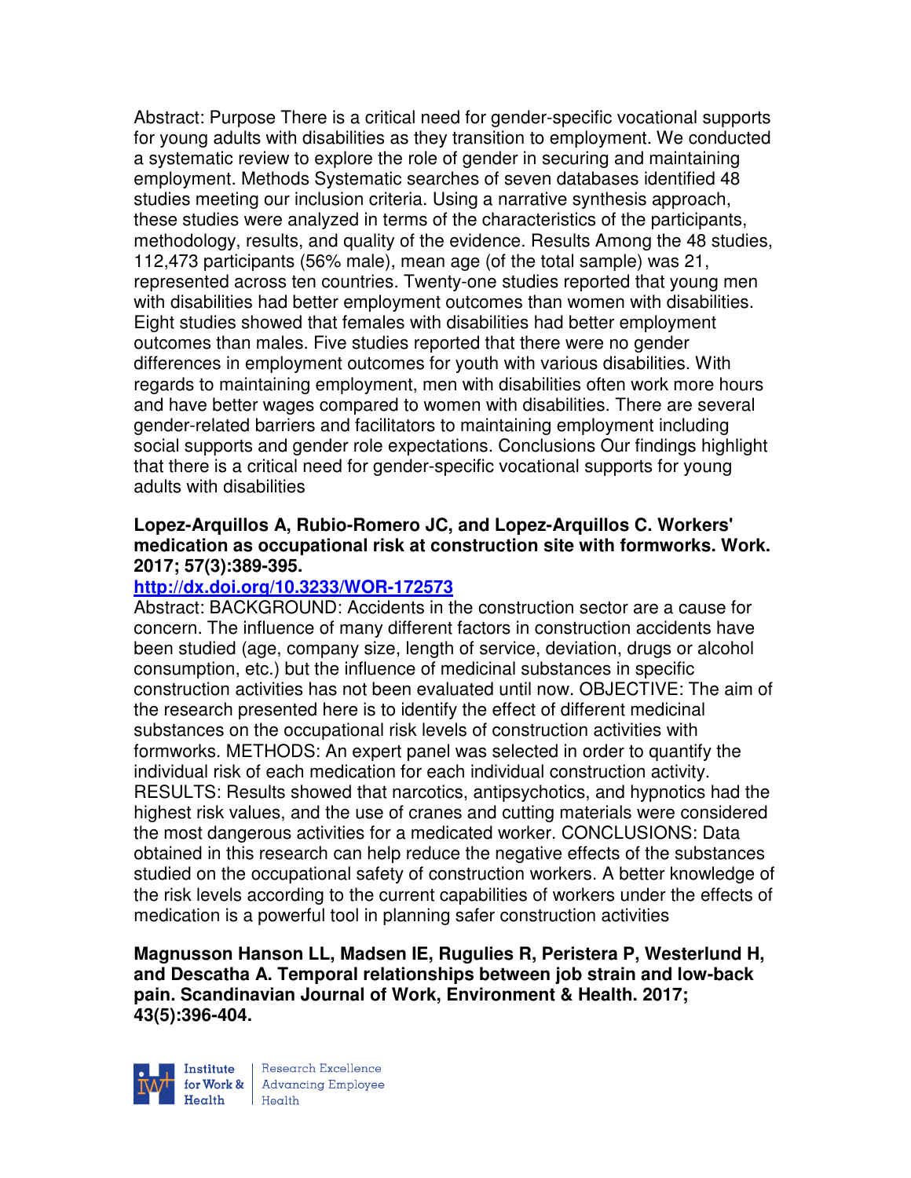Abstract: Purpose There is a critical need for gender-specific vocational supports for young adults with disabilities as they transition to employment. We conducted a systematic review to explore the role of gender in securing and maintaining employment. Methods Systematic searches of seven databases identified 48 studies meeting our inclusion criteria. Using a narrative synthesis approach, these studies were analyzed in terms of the characteristics of the participants, methodology, results, and quality of the evidence. Results Among the 48 studies, 112,473 participants (56% male), mean age (of the total sample) was 21, represented across ten countries. Twenty-one studies reported that young men with disabilities had better employment outcomes than women with disabilities. Eight studies showed that females with disabilities had better employment outcomes than males. Five studies reported that there were no gender differences in employment outcomes for youth with various disabilities. With regards to maintaining employment, men with disabilities often work more hours and have better wages compared to women with disabilities. There are several gender-related barriers and facilitators to maintaining employment including social supports and gender role expectations. Conclusions Our findings highlight that there is a critical need for gender-specific vocational supports for young adults with disabilities

**Lopez-Arquillos A, Rubio-Romero JC, and Lopez-Arquillos C. Workers' medication as occupational risk at construction site with formworks. Work. 2017; 57(3):389-395.**

**http://dx.doi.org/10.3233/WOR-172573**

Abstract: BACKGROUND: Accidents in the construction sector are a cause for concern. The influence of many different factors in construction accidents have been studied (age, company size, length of service, deviation, drugs or alcohol consumption, etc.) but the influence of medicinal substances in specific construction activities has not been evaluated until now. OBJECTIVE: The aim of the research presented here is to identify the effect of different medicinal substances on the occupational risk levels of construction activities with formworks. METHODS: An expert panel was selected in order to quantify the individual risk of each medication for each individual construction activity. RESULTS: Results showed that narcotics, antipsychotics, and hypnotics had the highest risk values, and the use of cranes and cutting materials were considered the most dangerous activities for a medicated worker. CONCLUSIONS: Data obtained in this research can help reduce the negative effects of the substances studied on the occupational safety of construction workers. A better knowledge of the risk levels according to the current capabilities of workers under the effects of medication is a powerful tool in planning safer construction activities

**Magnusson Hanson LL, Madsen IE, Rugulies R, Peristera P, Westerlund H, and Descatha A. Temporal relationships between job strain and low-back pain. Scandinavian Journal of Work, Environment & Health. 2017; 43(5):396-404.**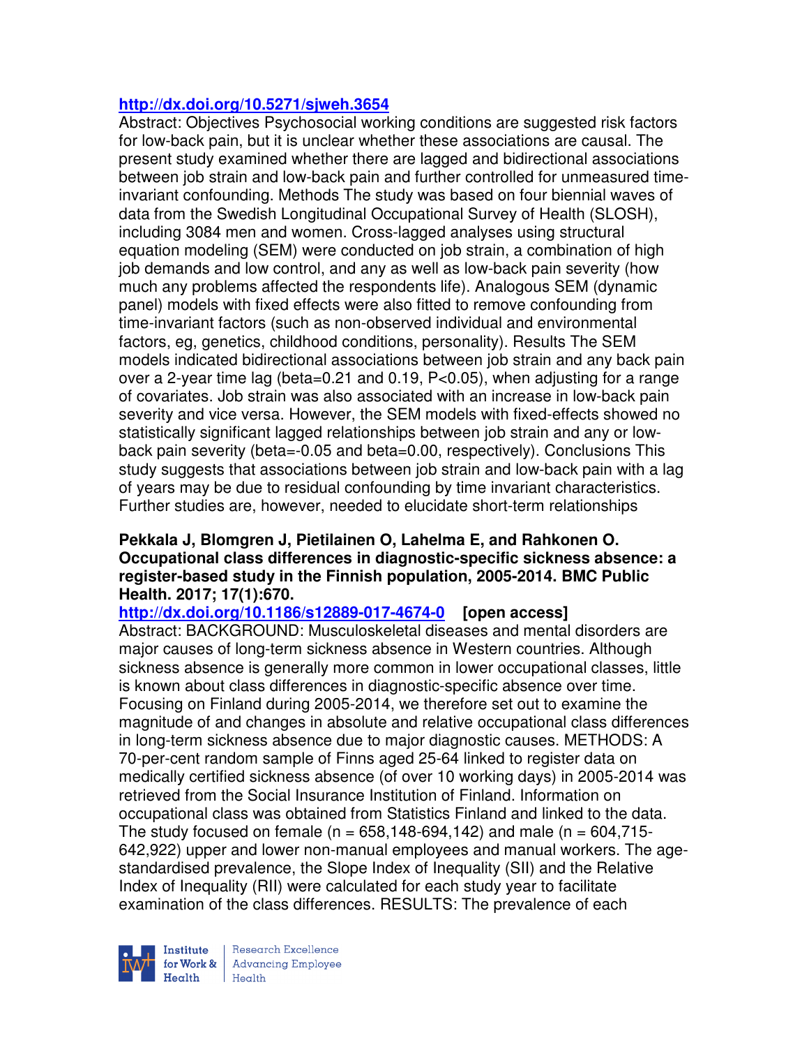**http://dx.doi.org/10.5271/sjweh.3654**

Abstract: Objectives Psychosocial working conditions are suggested risk factors for low-back pain, but it is unclear whether these associations are causal. The present study examined whether there are lagged and bidirectional associations between job strain and low-back pain and further controlled for unmeasured time-invariant confounding. Methods The study was based on four biennial waves of data from the Swedish Longitudinal Occupational Survey of Health (SLOSH), including 3084 men and women. Cross-lagged analyses using structural equation modeling (SEM) were conducted on job strain, a combination of high job demands and low control, and any as well as low-back pain severity (how much any problems affected the respondents life). Analogous SEM (dynamic panel) models with fixed effects were also fitted to remove confounding from time-invariant factors (such as non-observed individual and environmental factors, eg, genetics, childhood conditions, personality). Results The SEM models indicated bidirectional associations between job strain and any back pain over a 2-year time lag (beta=0.21 and 0.19, P<0.05), when adjusting for a range of covariates. Job strain was also associated with an increase in low-back pain severity and vice versa. However, the SEM models with fixed-effects showed no statistically significant lagged relationships between job strain and any or low-back pain severity (beta=-0.05 and beta=0.00, respectively). Conclusions This study suggests that associations between job strain and low-back pain with a lag of years may be due to residual confounding by time invariant characteristics. Further studies are, however, needed to elucidate short-term relationships

**Pekkala J, Blomgren J, Pietilainen O, Lahelma E, and Rahkonen O. Occupational class differences in diagnostic-specific sickness absence: a register-based study in the Finnish population, 2005-2014. BMC Public Health. 2017; 17(1):670.**

**http://dx.doi.org/10.1186/s12889-017-4674-0 [open access]**

Abstract: BACKGROUND: Musculoskeletal diseases and mental disorders are major causes of long-term sickness absence in Western countries. Although sickness absence is generally more common in lower occupational classes, little is known about class differences in diagnostic-specific absence over time. Focusing on Finland during 2005-2014, we therefore set out to examine the magnitude of and changes in absolute and relative occupational class differences in long-term sickness absence due to major diagnostic causes. METHODS: A 70-per-cent random sample of Finns aged 25-64 linked to register data on medically certified sickness absence (of over 10 working days) in 2005-2014 was retrieved from the Social Insurance Institution of Finland. Information on occupational class was obtained from Statistics Finland and linked to the data. The study focused on female (n = 658,148-694,142) and male (n = 604,715-642,922) upper and lower non-manual employees and manual workers. The age-standardised prevalence, the Slope Index of Inequality (SII) and the Relative Index of Inequality (RII) were calculated for each study year to facilitate examination of the class differences. RESULTS: The prevalence of each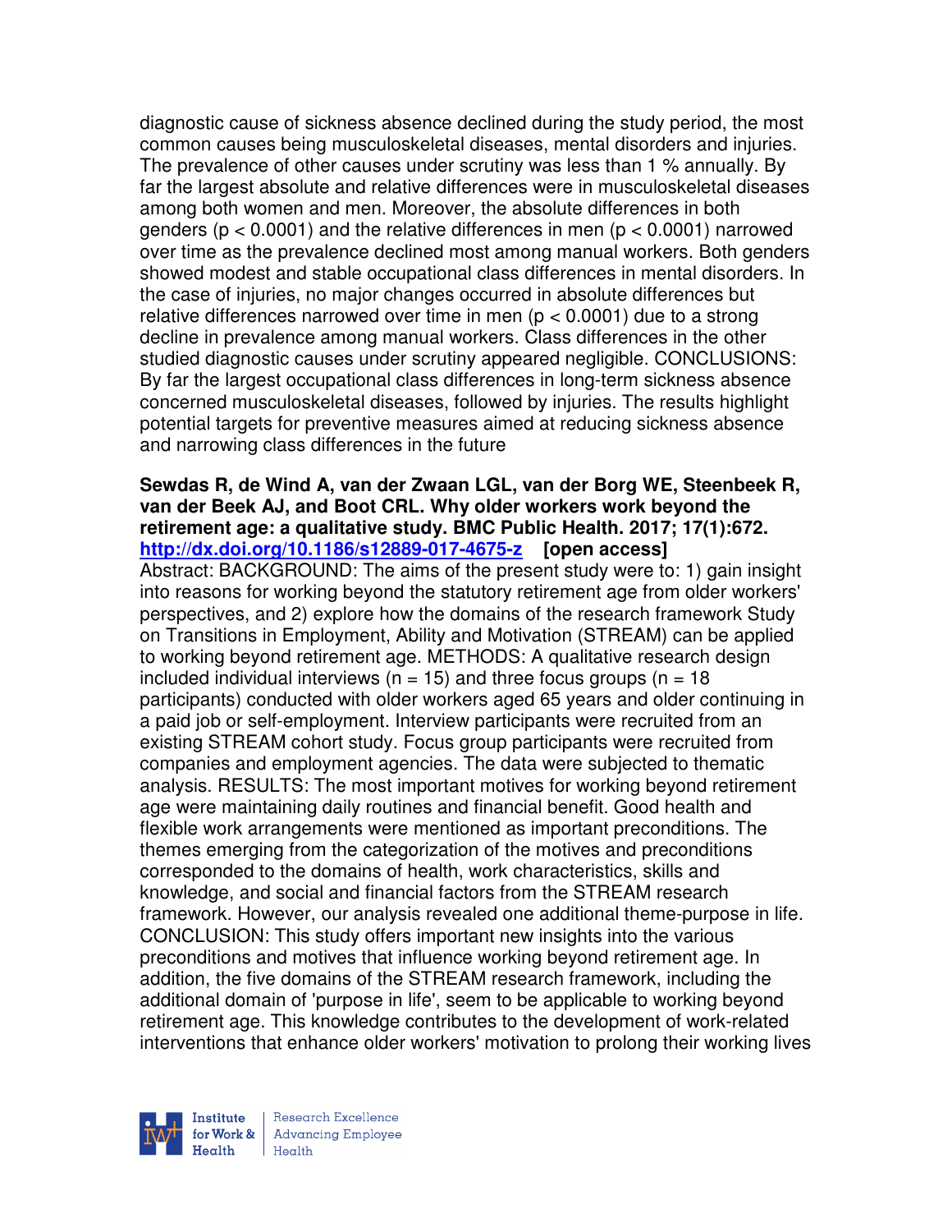diagnostic cause of sickness absence declined during the study period, the most common causes being musculoskeletal diseases, mental disorders and injuries. The prevalence of other causes under scrutiny was less than 1 % annually. By far the largest absolute and relative differences were in musculoskeletal diseases among both women and men. Moreover, the absolute differences in both genders ($p < 0.0001$) and the relative differences in men ($p < 0.0001$) narrowed over time as the prevalence declined most among manual workers. Both genders showed modest and stable occupational class differences in mental disorders. In the case of injuries, no major changes occurred in absolute differences but relative differences narrowed over time in men ($p < 0.0001$) due to a strong decline in prevalence among manual workers. Class differences in the other studied diagnostic causes under scrutiny appeared negligible. CONCLUSIONS: By far the largest occupational class differences in long-term sickness absence concerned musculoskeletal diseases, followed by injuries. The results highlight potential targets for preventive measures aimed at reducing sickness absence and narrowing class differences in the future

**Sewdas R, de Wind A, van der Zwaan LGL, van der Borg WE, Steenbeek R, van der Beek AJ, and Boot CRL. Why older workers work beyond the retirement age: a qualitative study. BMC Public Health. 2017; 17(1):672. http://dx.doi.org/10.1186/s12889-017-4675-z [open access]**
Abstract: BACKGROUND: The aims of the present study were to: 1) gain insight into reasons for working beyond the statutory retirement age from older workers' perspectives, and 2) explore how the domains of the research framework Study on Transitions in Employment, Ability and Motivation (STREAM) can be applied to working beyond retirement age. METHODS: A qualitative research design included individual interviews ($n = 15$) and three focus groups ($n = 18$ participants) conducted with older workers aged 65 years and older continuing in a paid job or self-employment. Interview participants were recruited from an existing STREAM cohort study. Focus group participants were recruited from companies and employment agencies. The data were subjected to thematic analysis. RESULTS: The most important motives for working beyond retirement age were maintaining daily routines and financial benefit. Good health and flexible work arrangements were mentioned as important preconditions. The themes emerging from the categorization of the motives and preconditions corresponded to the domains of health, work characteristics, skills and knowledge, and social and financial factors from the STREAM research framework. However, our analysis revealed one additional theme-purpose in life. CONCLUSION: This study offers important new insights into the various preconditions and motives that influence working beyond retirement age. In addition, the five domains of the STREAM research framework, including the additional domain of 'purpose in life', seem to be applicable to working beyond retirement age. This knowledge contributes to the development of work-related interventions that enhance older workers' motivation to prolong their working lives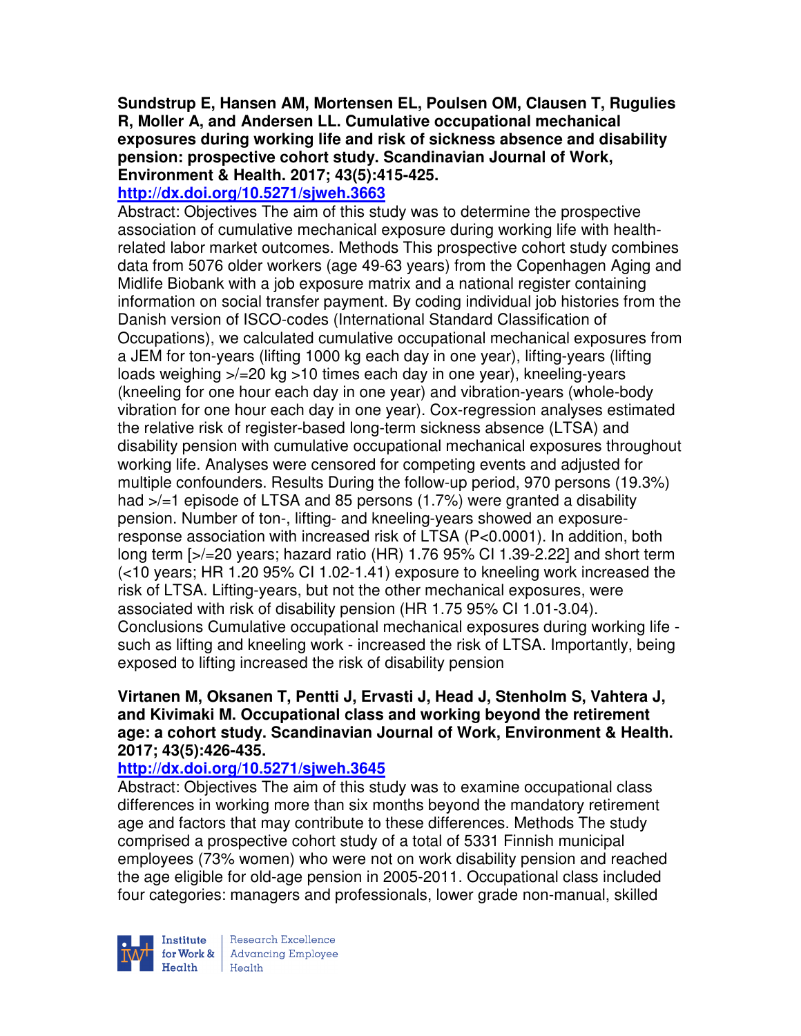**Sundstrup E, Hansen AM, Mortensen EL, Poulsen OM, Clausen T, Rugulies R, Moller A, and Andersen LL. Cumulative occupational mechanical exposures during working life and risk of sickness absence and disability pension: prospective cohort study. Scandinavian Journal of Work, Environment & Health. 2017; 43(5):415-425.**

http://dx.doi.org/10.5271/sjweh.3663

Abstract: Objectives The aim of this study was to determine the prospective association of cumulative mechanical exposure during working life with health-related labor market outcomes. Methods This prospective cohort study combines data from 5076 older workers (age 49-63 years) from the Copenhagen Aging and Midlife Biobank with a job exposure matrix and a national register containing information on social transfer payment. By coding individual job histories from the Danish version of ISCO-codes (International Standard Classification of Occupations), we calculated cumulative occupational mechanical exposures from a JEM for ton-years (lifting 1000 kg each day in one year), lifting-years (lifting loads weighing >/=20 kg >10 times each day in one year), kneeling-years (kneeling for one hour each day in one year) and vibration-years (whole-body vibration for one hour each day in one year). Cox-regression analyses estimated the relative risk of register-based long-term sickness absence (LTSA) and disability pension with cumulative occupational mechanical exposures throughout working life. Analyses were censored for competing events and adjusted for multiple confounders. Results During the follow-up period, 970 persons (19.3%) had >/=1 episode of LTSA and 85 persons (1.7%) were granted a disability pension. Number of ton-, lifting- and kneeling-years showed an exposure-response association with increased risk of LTSA (P<0.0001). In addition, both long term [>/=20 years; hazard ratio (HR) 1.76 95% CI 1.39-2.22] and short term (<10 years; HR 1.20 95% CI 1.02-1.41) exposure to kneeling work increased the risk of LTSA. Lifting-years, but not the other mechanical exposures, were associated with risk of disability pension (HR 1.75 95% CI 1.01-3.04). Conclusions Cumulative occupational mechanical exposures during working life - such as lifting and kneeling work - increased the risk of LTSA. Importantly, being exposed to lifting increased the risk of disability pension

**Virtanen M, Oksanen T, Pentti J, Ervasti J, Head J, Stenholm S, Vahtera J, and Kivimaki M. Occupational class and working beyond the retirement age: a cohort study. Scandinavian Journal of Work, Environment & Health. 2017; 43(5):426-435.**

http://dx.doi.org/10.5271/sjweh.3645

Abstract: Objectives The aim of this study was to examine occupational class differences in working more than six months beyond the mandatory retirement age and factors that may contribute to these differences. Methods The study comprised a prospective cohort study of a total of 5331 Finnish municipal employees (73% women) who were not on work disability pension and reached the age eligible for old-age pension in 2005-2011. Occupational class included four categories: managers and professionals, lower grade non-manual, skilled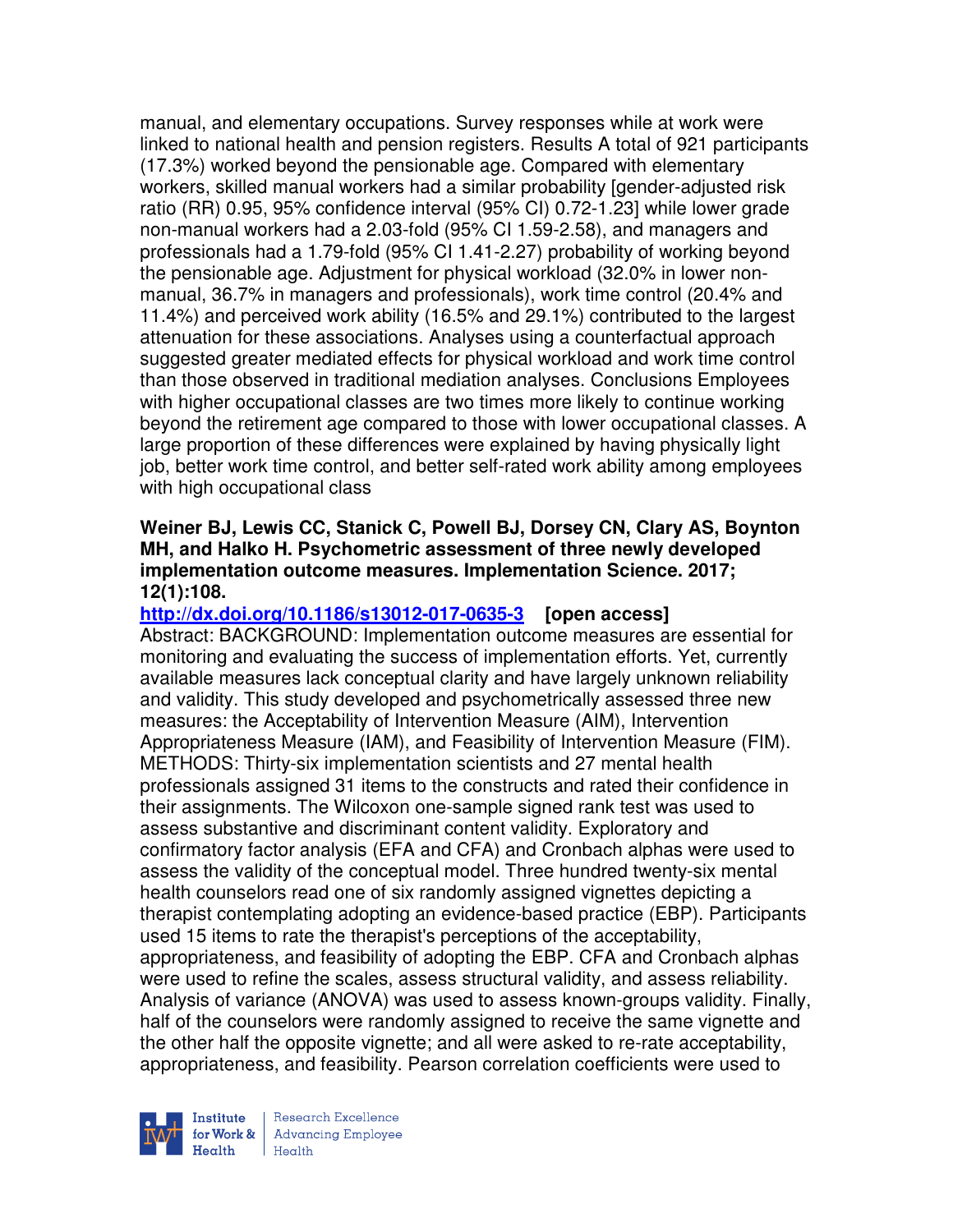manual, and elementary occupations. Survey responses while at work were linked to national health and pension registers. Results A total of 921 participants (17.3%) worked beyond the pensionable age. Compared with elementary workers, skilled manual workers had a similar probability [gender-adjusted risk ratio (RR) 0.95, 95% confidence interval (95% CI) 0.72-1.23] while lower grade non-manual workers had a 2.03-fold (95% CI 1.59-2.58), and managers and professionals had a 1.79-fold (95% CI 1.41-2.27) probability of working beyond the pensionable age. Adjustment for physical workload (32.0% in lower non-manual, 36.7% in managers and professionals), work time control (20.4% and 11.4%) and perceived work ability (16.5% and 29.1%) contributed to the largest attenuation for these associations. Analyses using a counterfactual approach suggested greater mediated effects for physical workload and work time control than those observed in traditional mediation analyses. Conclusions Employees with higher occupational classes are two times more likely to continue working beyond the retirement age compared to those with lower occupational classes. A large proportion of these differences were explained by having physically light job, better work time control, and better self-rated work ability among employees with high occupational class

**Weiner BJ, Lewis CC, Stanick C, Powell BJ, Dorsey CN, Clary AS, Boynton MH, and Halko H. Psychometric assessment of three newly developed implementation outcome measures. Implementation Science. 2017; 12(1):108.**

**http://dx.doi.org/10.1186/s13012-017-0635-3 [open access]**

Abstract: BACKGROUND: Implementation outcome measures are essential for monitoring and evaluating the success of implementation efforts. Yet, currently available measures lack conceptual clarity and have largely unknown reliability and validity. This study developed and psychometrically assessed three new measures: the Acceptability of Intervention Measure (AIM), Intervention Appropriateness Measure (IAM), and Feasibility of Intervention Measure (FIM). METHODS: Thirty-six implementation scientists and 27 mental health professionals assigned 31 items to the constructs and rated their confidence in their assignments. The Wilcoxon one-sample signed rank test was used to assess substantive and discriminant content validity. Exploratory and confirmatory factor analysis (EFA and CFA) and Cronbach alphas were used to assess the validity of the conceptual model. Three hundred twenty-six mental health counselors read one of six randomly assigned vignettes depicting a therapist contemplating adopting an evidence-based practice (EBP). Participants used 15 items to rate the therapist's perceptions of the acceptability, appropriateness, and feasibility of adopting the EBP. CFA and Cronbach alphas were used to refine the scales, assess structural validity, and assess reliability. Analysis of variance (ANOVA) was used to assess known-groups validity. Finally, half of the counselors were randomly assigned to receive the same vignette and the other half the opposite vignette; and all were asked to re-rate acceptability, appropriateness, and feasibility. Pearson correlation coefficients were used to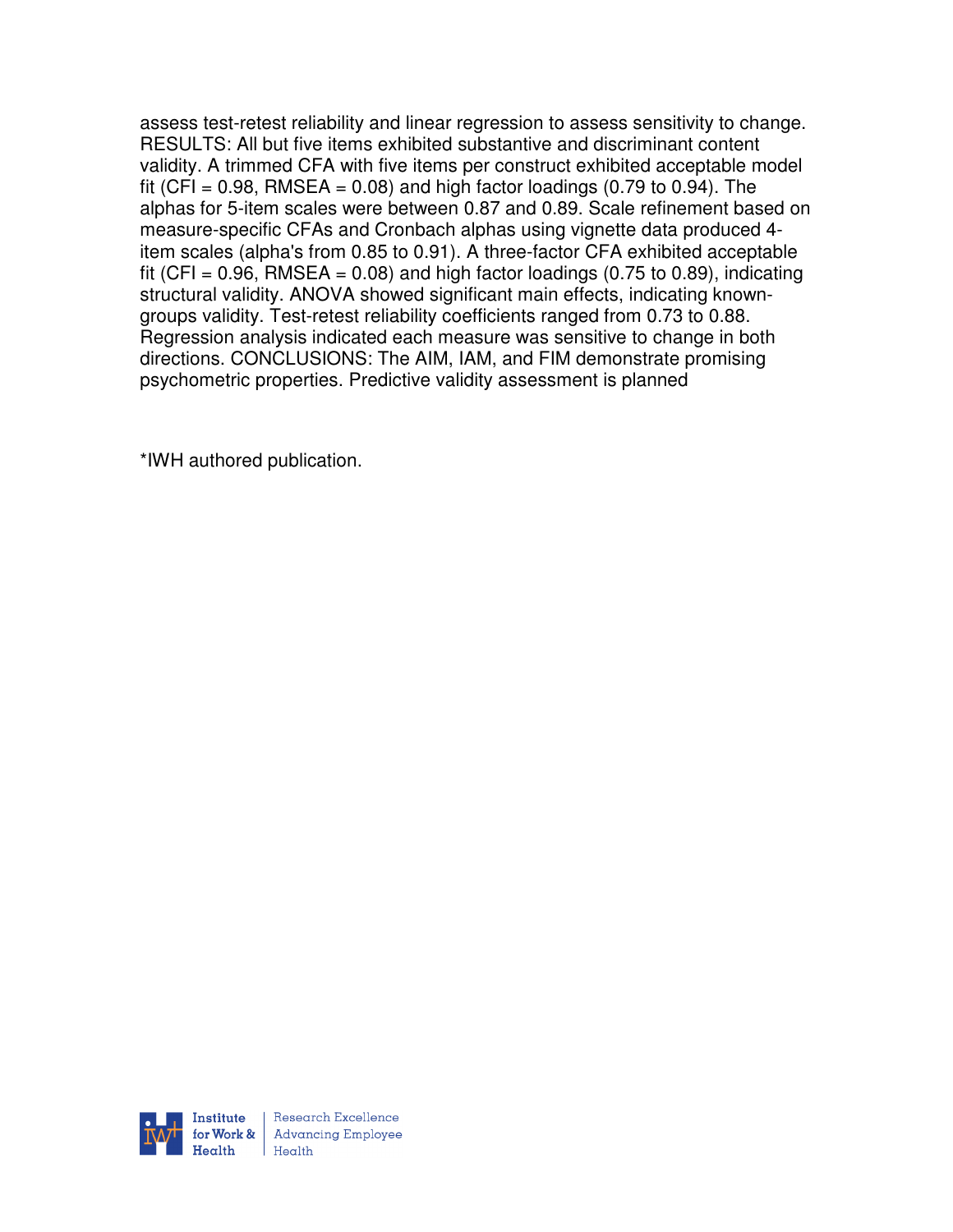assess test-retest reliability and linear regression to assess sensitivity to change. RESULTS: All but five items exhibited substantive and discriminant content validity. A trimmed CFA with five items per construct exhibited acceptable model fit (CFI = 0.98, RMSEA = 0.08) and high factor loadings (0.79 to 0.94). The alphas for 5-item scales were between 0.87 and 0.89. Scale refinement based on measure-specific CFAs and Cronbach alphas using vignette data produced 4-item scales (alpha's from 0.85 to 0.91). A three-factor CFA exhibited acceptable fit (CFI = 0.96, RMSEA = 0.08) and high factor loadings (0.75 to 0.89), indicating structural validity. ANOVA showed significant main effects, indicating known-groups validity. Test-retest reliability coefficients ranged from 0.73 to 0.88. Regression analysis indicated each measure was sensitive to change in both directions. CONCLUSIONS: The AIM, IAM, and FIM demonstrate promising psychometric properties. Predictive validity assessment is planned

*IWH authored publication.